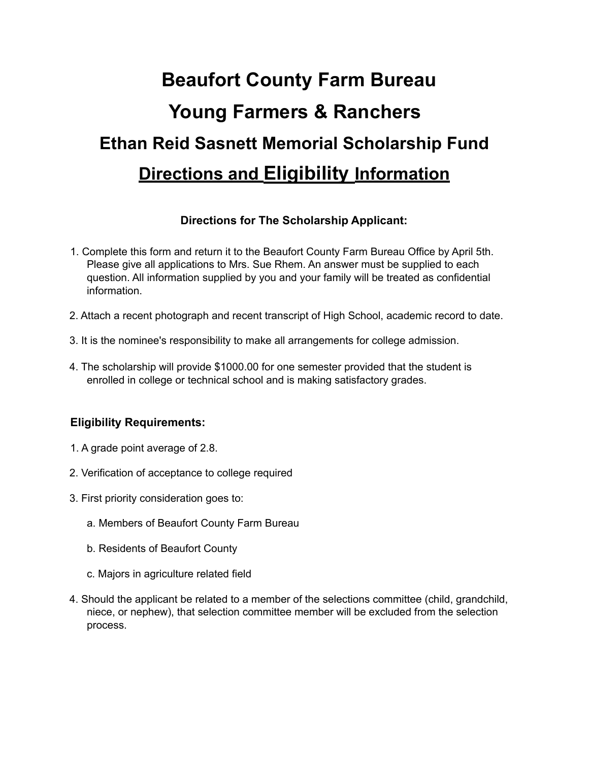# Beaufort County Farm Bureau

# Young Farmers & Ranchers

## Ethan Reid Sasnett Memorial Scholarship Fund

## Directions and Eligibility Information

### Directions for The Scholarship Applicant:

1. Complete this form and return it to the Beaufort County Farm Bureau Office by April 5th. Please give all applications to Mrs. Sue Rhem. An answer must be supplied to each question. All information supplied by you and your family will be treated as confidential information.

2. Attach a recent photograph and recent transcript of High School, academic record to date.

3. It is the nominee's responsibility to make all arrangements for college admission.

4. The scholarship will provide $1000.00 for one semester provided that the student is enrolled in college or technical school and is making satisfactory grades.

### Eligibility Requirements:

1. A grade point average of 2.8.

2. Verification of acceptance to college required

3. First priority consideration goes to:

   a. Members of Beaufort County Farm Bureau

   b. Residents of Beaufort County

   c. Majors in agriculture related field

4. Should the applicant be related to a member of the selections committee (child, grandchild, niece, or nephew), that selection committee member will be excluded from the selection process.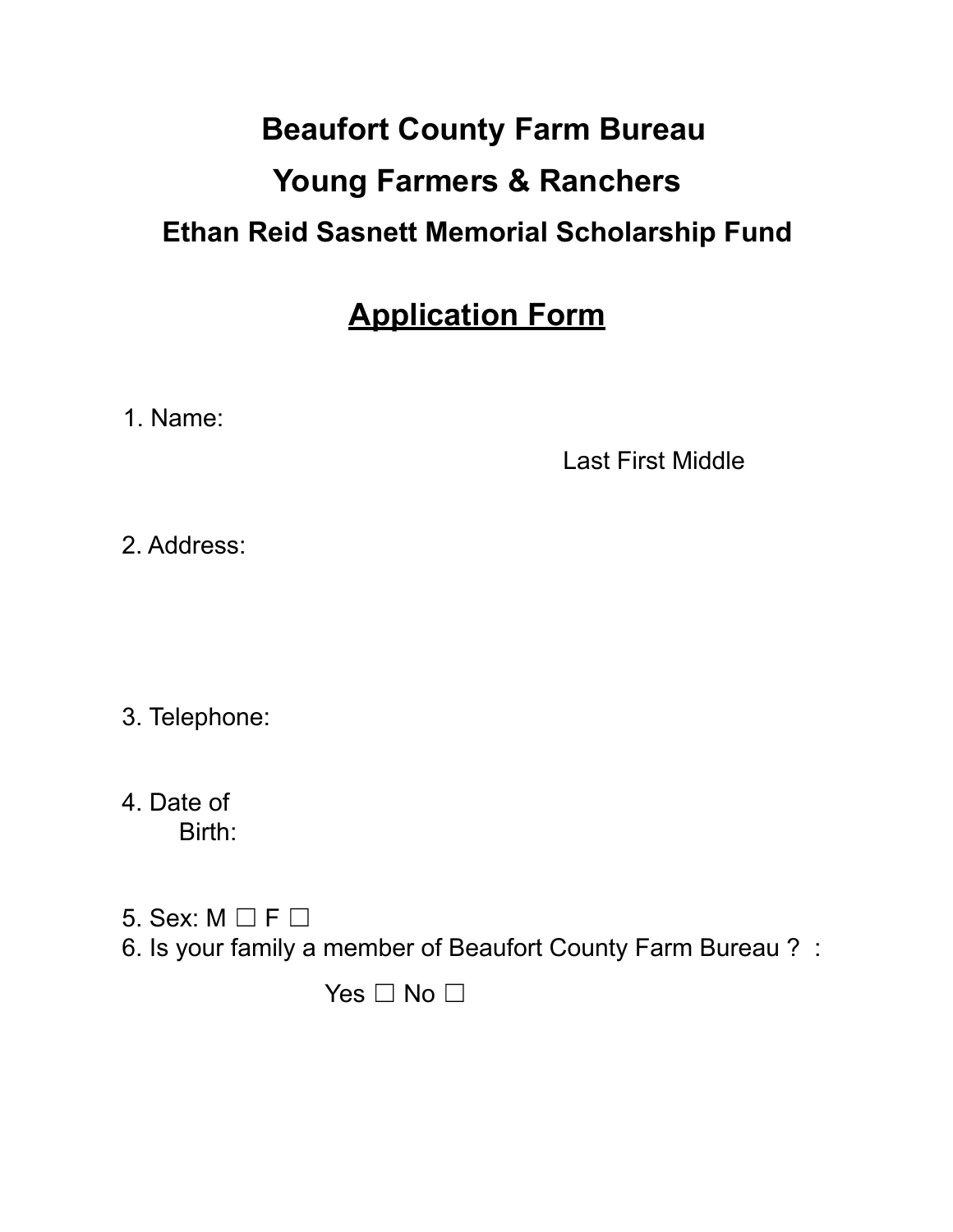# Beaufort County Farm Bureau

# Young Farmers & Ranchers

## Ethan Reid Sasnett Memorial Scholarship Fund

## <u>Application Form</u>

1. Name:

   Last First Middle

2. Address:

3. Telephone:

4. Date of Birth:

5. Sex: M ☐ F ☐
6. Is your family a member of Beaufort County Farm Bureau ? :

   Yes ☐ No ☐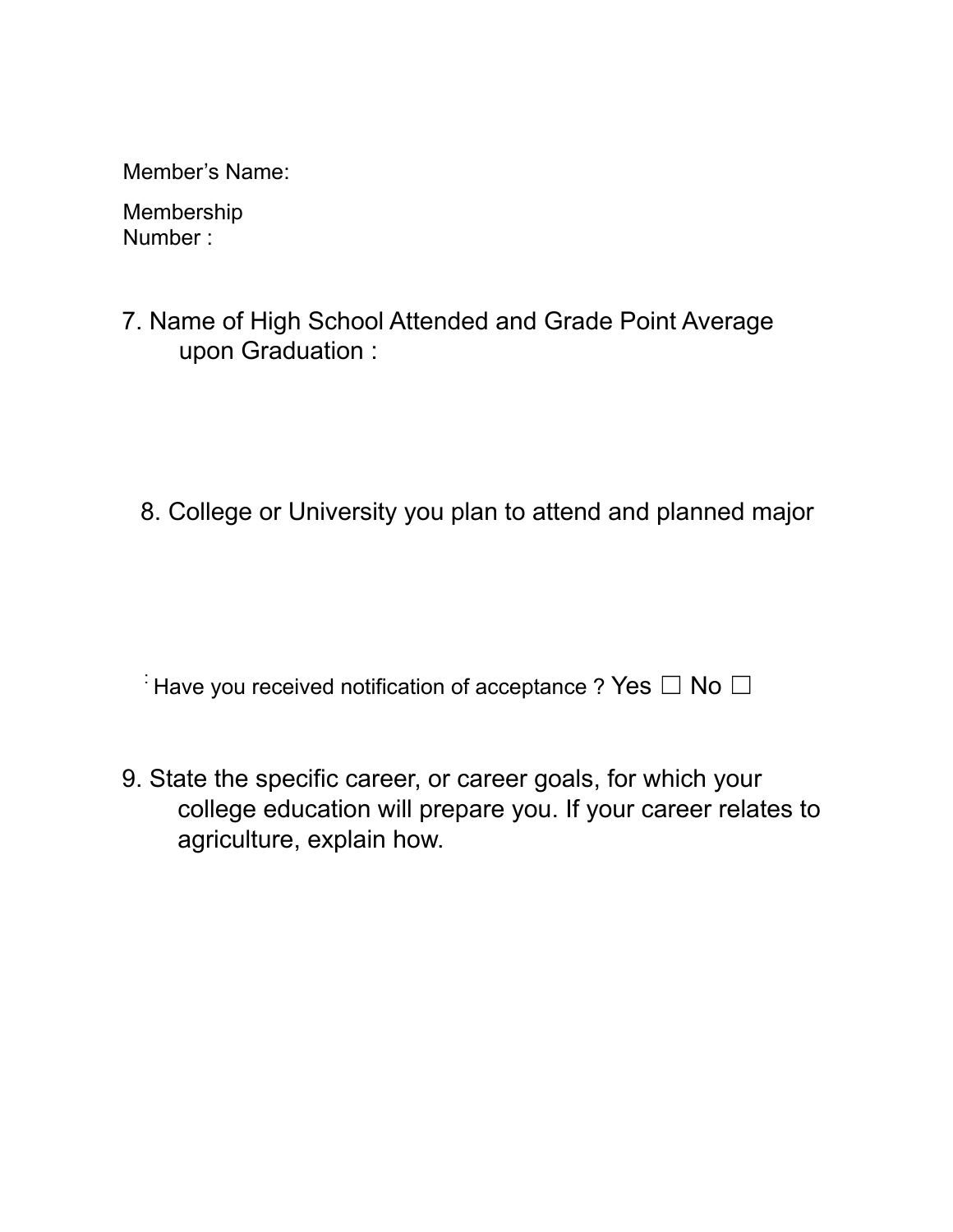Member’s Name:

Membership Number :

7. Name of High School Attended and Grade Point Average upon Graduation :

8. College or University you plan to attend and planned major

: Have you received notification of acceptance ? Yes ☐ No ☐

9. State the specific career, or career goals, for which your college education will prepare you. If your career relates to agriculture, explain how.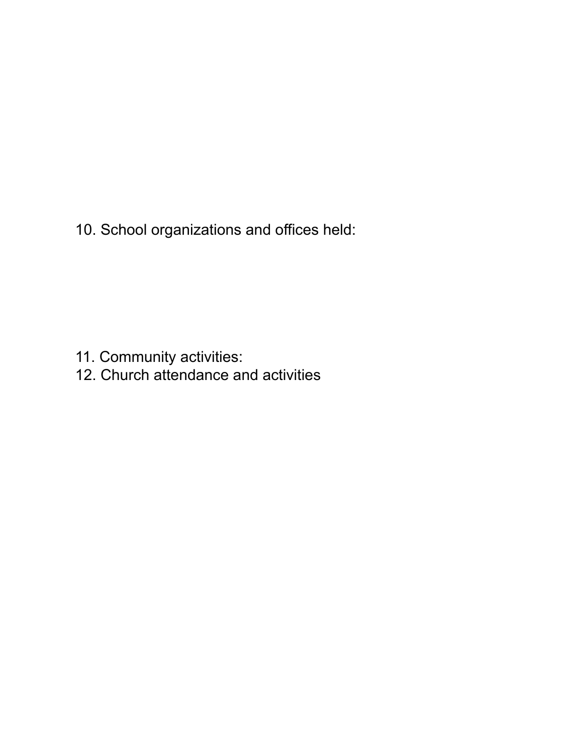10. School organizations and offices held:

11. Community activities:
12. Church attendance and activities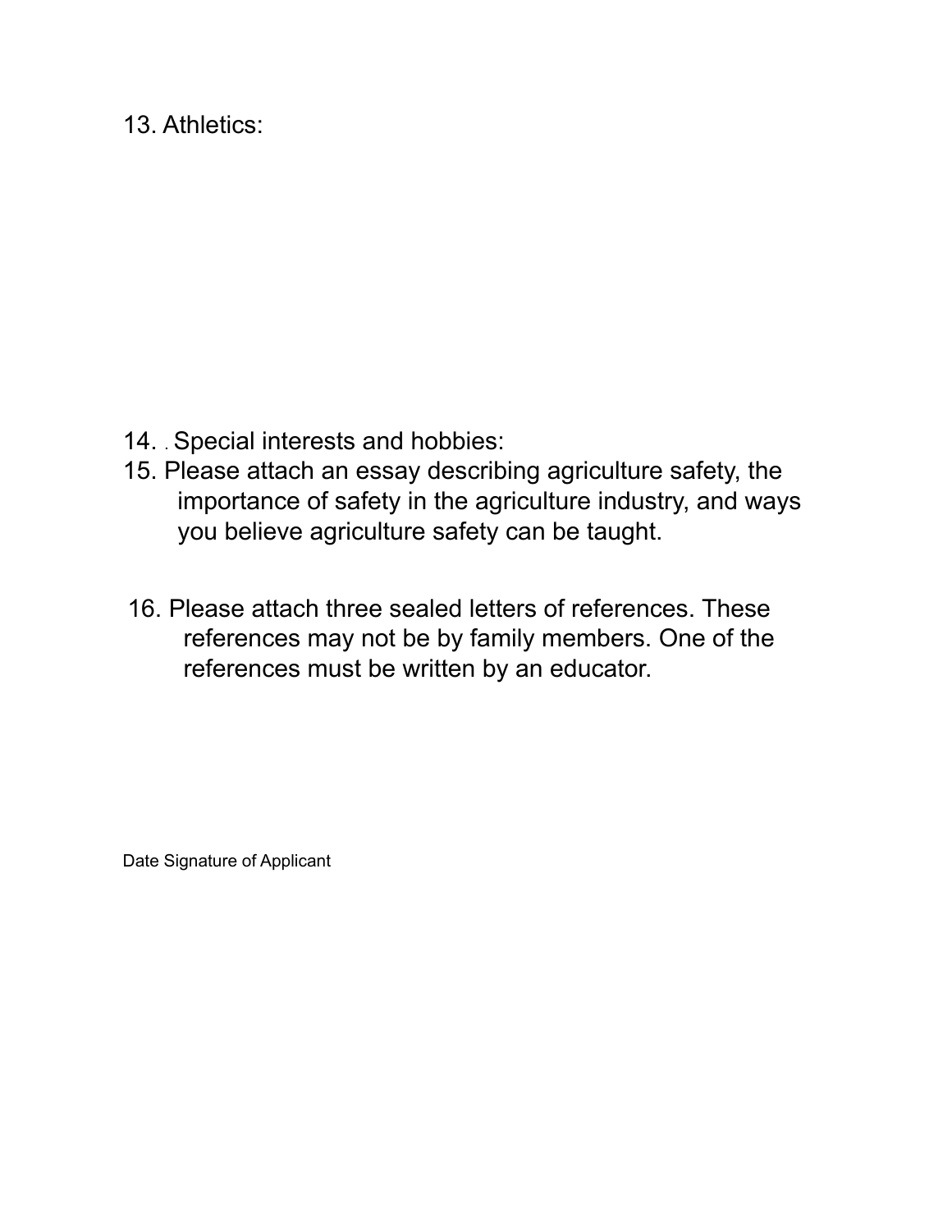13. Athletics:

14. . Special interests and hobbies:

15. Please attach an essay describing agriculture safety, the importance of safety in the agriculture industry, and ways you believe agriculture safety can be taught.

16. Please attach three sealed letters of references. These references may not be by family members. One of the references must be written by an educator.

Date Signature of Applicant